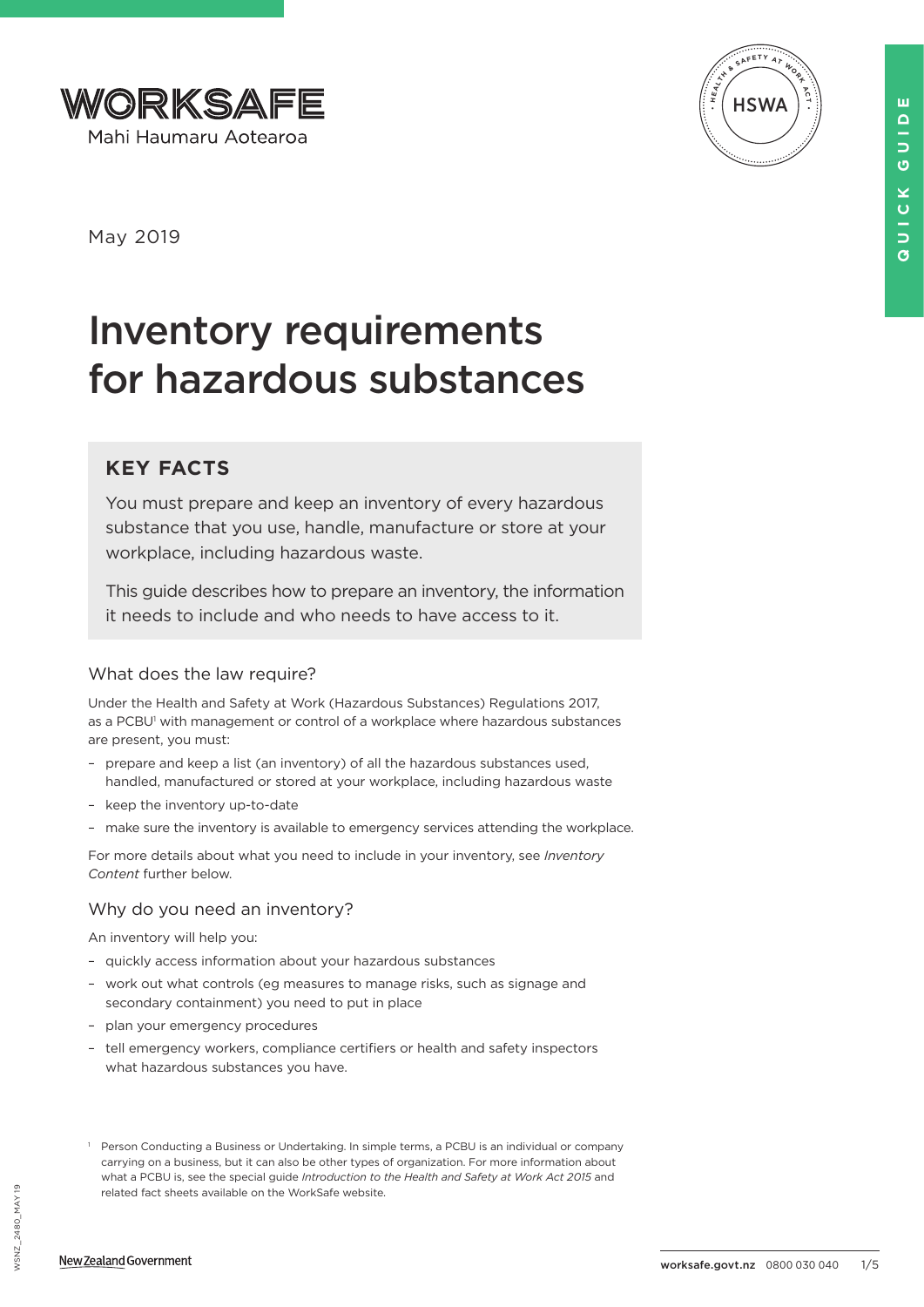WORKSAFE
Mahi Haumaru Aotearoa

May 2019

# Inventory requirements for hazardous substances

## KEY FACTS

You must prepare and keep an inventory of every hazardous substance that you use, handle, manufacture or store at your workplace, including hazardous waste.

This guide describes how to prepare an inventory, the information it needs to include and who needs to have access to it.

### What does the law require?

Under the Health and Safety at Work (Hazardous Substances) Regulations 2017, as a PCBU[1] with management or control of a workplace where hazardous substances are present, you must:

- prepare and keep a list (an inventory) of all the hazardous substances used, handled, manufactured or stored at your workplace, including hazardous waste
- keep the inventory up-to-date
- make sure the inventory is available to emergency services attending the workplace.

For more details about what you need to include in your inventory, see *Inventory Content* further below.

### Why do you need an inventory?

An inventory will help you:

- quickly access information about your hazardous substances
- work out what controls (eg measures to manage risks, such as signage and secondary containment) you need to put in place
- plan your emergency procedures
- tell emergency workers, compliance certifiers or health and safety inspectors what hazardous substances you have.

[1] Person Conducting a Business or Undertaking. In simple terms, a PCBU is an individual or company carrying on a business, but it can also be other types of organization. For more information about what a PCBU is, see the special guide *Introduction to the Health and Safety at Work Act 2015* and related fact sheets available on the WorkSafe website.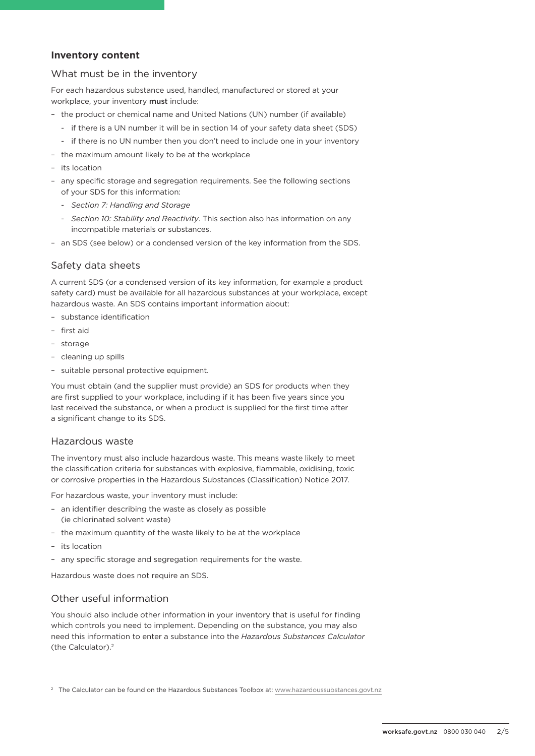## Inventory content

### What must be in the inventory

For each hazardous substance used, handled, manufactured or stored at your workplace, your inventory **must** include:

- the product or chemical name and United Nations (UN) number (if available)
  - if there is a UN number it will be in section 14 of your safety data sheet (SDS)
  - if there is no UN number then you don't need to include one in your inventory
- the maximum amount likely to be at the workplace
- its location
- any specific storage and segregation requirements. See the following sections of your SDS for this information:
  - *Section 7: Handling and Storage*
  - *Section 10: Stability and Reactivity*. This section also has information on any incompatible materials or substances.
- an SDS (see below) or a condensed version of the key information from the SDS.

### Safety data sheets

A current SDS (or a condensed version of its key information, for example a product safety card) must be available for all hazardous substances at your workplace, except hazardous waste. An SDS contains important information about:

- substance identification
- first aid
- storage
- cleaning up spills
- suitable personal protective equipment.

You must obtain (and the supplier must provide) an SDS for products when they are first supplied to your workplace, including if it has been five years since you last received the substance, or when a product is supplied for the first time after a significant change to its SDS.

### Hazardous waste

The inventory must also include hazardous waste. This means waste likely to meet the classification criteria for substances with explosive, flammable, oxidising, toxic or corrosive properties in the Hazardous Substances (Classification) Notice 2017.

For hazardous waste, your inventory must include:

- an identifier describing the waste as closely as possible (ie chlorinated solvent waste)
- the maximum quantity of the waste likely to be at the workplace
- its location
- any specific storage and segregation requirements for the waste.

Hazardous waste does not require an SDS.

### Other useful information

You should also include other information in your inventory that is useful for finding which controls you need to implement. Depending on the substance, you may also need this information to enter a substance into the *Hazardous Substances Calculator* (the Calculator).[2]

[2] The Calculator can be found on the Hazardous Substances Toolbox at: www.hazardoussubstances.govt.nz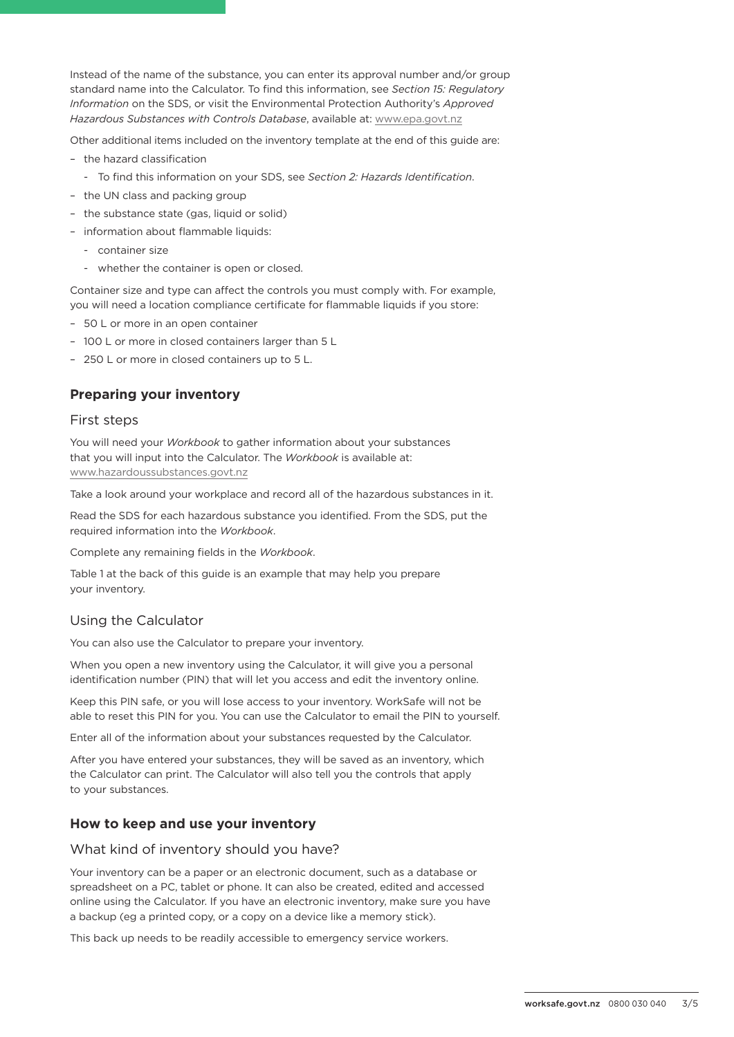Instead of the name of the substance, you can enter its approval number and/or group standard name into the Calculator. To find this information, see *Section 15: Regulatory Information* on the SDS, or visit the Environmental Protection Authority's *Approved Hazardous Substances with Controls Database*, available at: www.epa.govt.nz

Other additional items included on the inventory template at the end of this guide are:

- the hazard classification
  - To find this information on your SDS, see *Section 2: Hazards Identification*.
- the UN class and packing group
- the substance state (gas, liquid or solid)
- information about flammable liquids:
  - container size
  - whether the container is open or closed.

Container size and type can affect the controls you must comply with. For example, you will need a location compliance certificate for flammable liquids if you store:

- 50 L or more in an open container
- 100 L or more in closed containers larger than 5 L
- 250 L or more in closed containers up to 5 L.

## Preparing your inventory

### First steps

You will need your *Workbook* to gather information about your substances that you will input into the Calculator. The *Workbook* is available at: www.hazardoussubstances.govt.nz

Take a look around your workplace and record all of the hazardous substances in it.

Read the SDS for each hazardous substance you identified. From the SDS, put the required information into the *Workbook*.

Complete any remaining fields in the *Workbook*.

Table 1 at the back of this guide is an example that may help you prepare your inventory.

### Using the Calculator

You can also use the Calculator to prepare your inventory.

When you open a new inventory using the Calculator, it will give you a personal identification number (PIN) that will let you access and edit the inventory online.

Keep this PIN safe, or you will lose access to your inventory. WorkSafe will not be able to reset this PIN for you. You can use the Calculator to email the PIN to yourself.

Enter all of the information about your substances requested by the Calculator.

After you have entered your substances, they will be saved as an inventory, which the Calculator can print. The Calculator will also tell you the controls that apply to your substances.

## How to keep and use your inventory

### What kind of inventory should you have?

Your inventory can be a paper or an electronic document, such as a database or spreadsheet on a PC, tablet or phone. It can also be created, edited and accessed online using the Calculator. If you have an electronic inventory, make sure you have a backup (eg a printed copy, or a copy on a device like a memory stick).

This back up needs to be readily accessible to emergency service workers.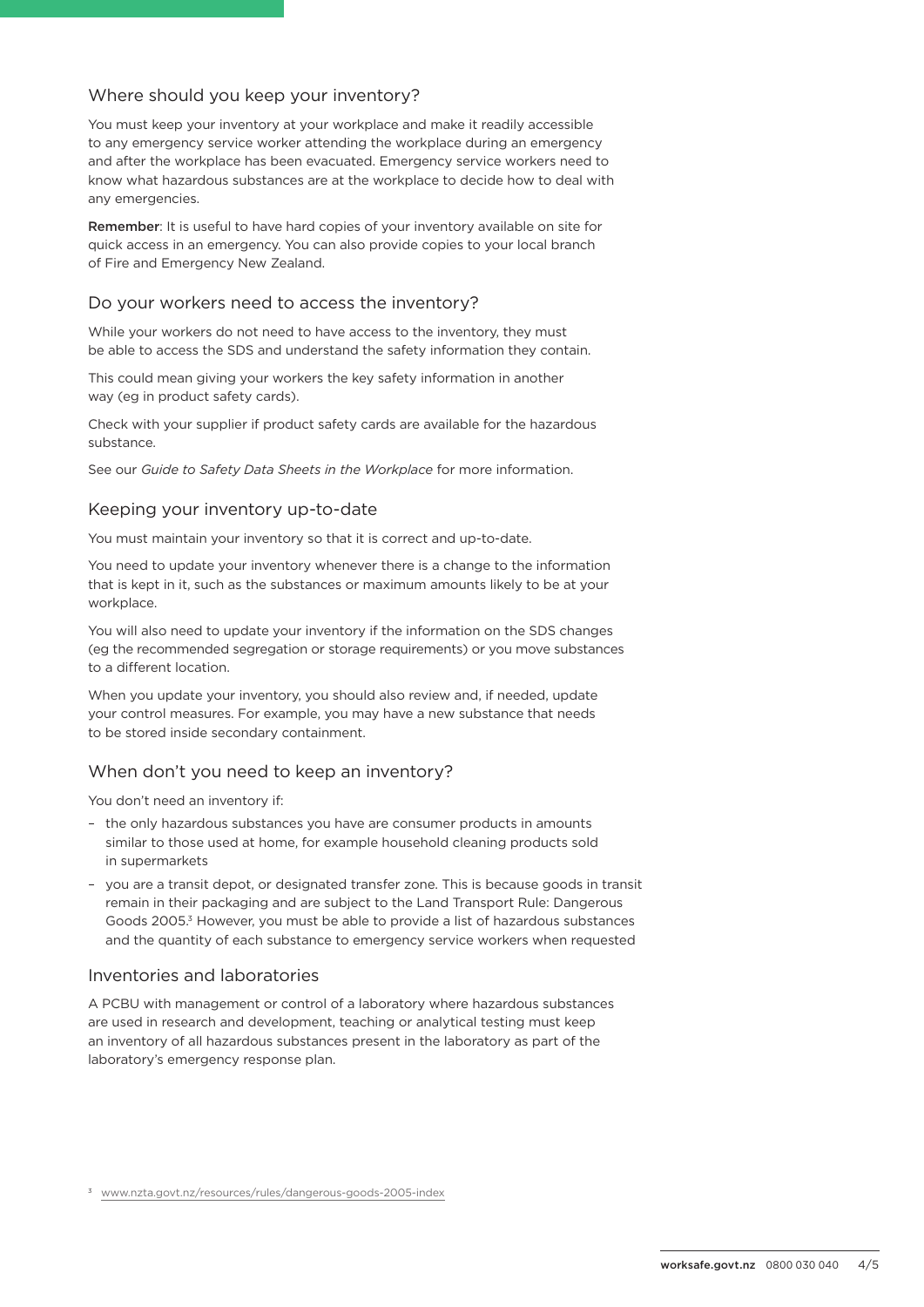## Where should you keep your inventory?

You must keep your inventory at your workplace and make it readily accessible to any emergency service worker attending the workplace during an emergency and after the workplace has been evacuated. Emergency service workers need to know what hazardous substances are at the workplace to decide how to deal with any emergencies.

**Remember**: It is useful to have hard copies of your inventory available on site for quick access in an emergency. You can also provide copies to your local branch of Fire and Emergency New Zealand.

## Do your workers need to access the inventory?

While your workers do not need to have access to the inventory, they must be able to access the SDS and understand the safety information they contain.

This could mean giving your workers the key safety information in another way (eg in product safety cards).

Check with your supplier if product safety cards are available for the hazardous substance.

See our *Guide to Safety Data Sheets in the Workplace* for more information.

## Keeping your inventory up-to-date

You must maintain your inventory so that it is correct and up-to-date.

You need to update your inventory whenever there is a change to the information that is kept in it, such as the substances or maximum amounts likely to be at your workplace.

You will also need to update your inventory if the information on the SDS changes (eg the recommended segregation or storage requirements) or you move substances to a different location.

When you update your inventory, you should also review and, if needed, update your control measures. For example, you may have a new substance that needs to be stored inside secondary containment.

## When don't you need to keep an inventory?

You don't need an inventory if:

- the only hazardous substances you have are consumer products in amounts similar to those used at home, for example household cleaning products sold in supermarkets
- you are a transit depot, or designated transfer zone. This is because goods in transit remain in their packaging and are subject to the Land Transport Rule: Dangerous Goods 2005.[3] However, you must be able to provide a list of hazardous substances and the quantity of each substance to emergency service workers when requested

## Inventories and laboratories

A PCBU with management or control of a laboratory where hazardous substances are used in research and development, teaching or analytical testing must keep an inventory of all hazardous substances present in the laboratory as part of the laboratory's emergency response plan.

[3] www.nzta.govt.nz/resources/rules/dangerous-goods-2005-index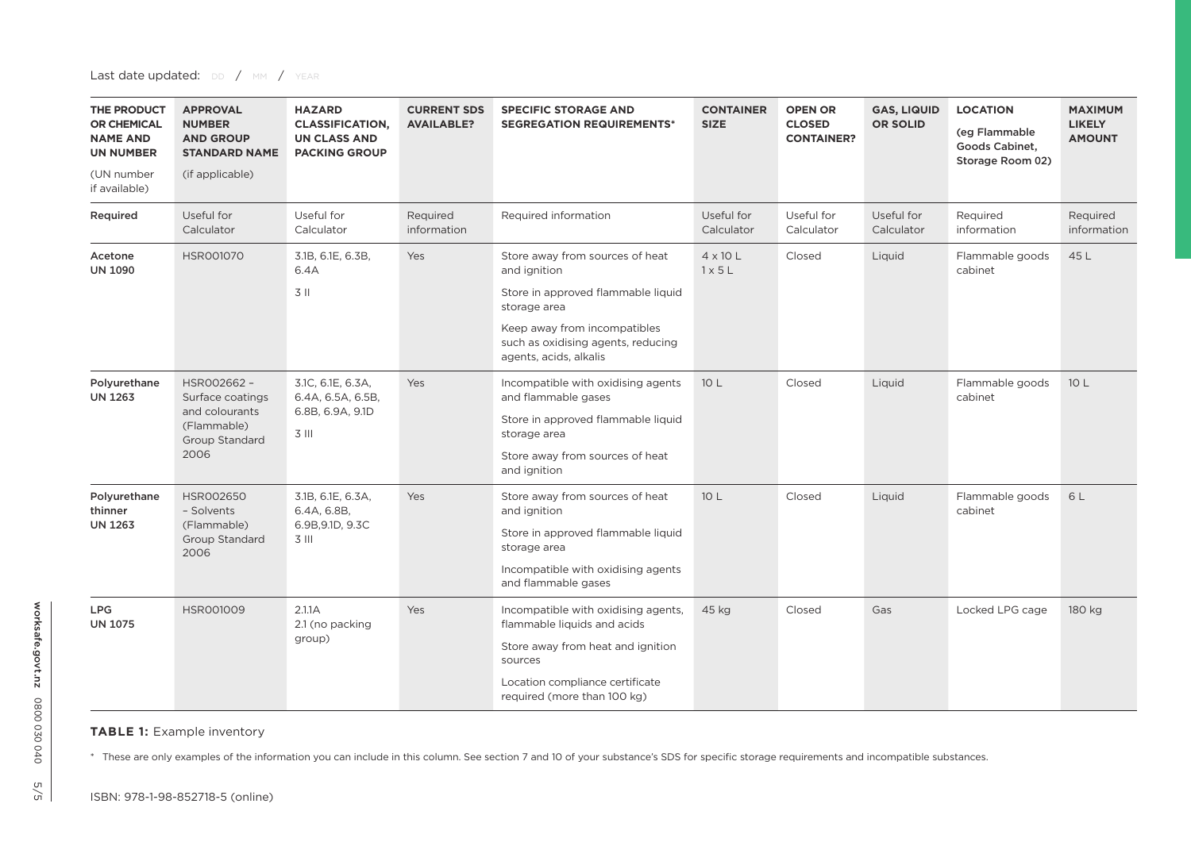Last date updated: DD / MM / YEAR

| **THE PRODUCT OR CHEMICAL NAME AND UN NUMBER** (UN number if available) | **APPROVAL NUMBER AND GROUP STANDARD NAME** (if applicable) | **HAZARD CLASSIFICATION, UN CLASS AND PACKING GROUP** | **CURRENT SDS AVAILABLE?** | **SPECIFIC STORAGE AND SEGREGATION REQUIREMENTS*** | **CONTAINER SIZE** | **OPEN OR CLOSED CONTAINER?** | **GAS, LIQUID OR SOLID** | **LOCATION** (eg Flammable Goods Cabinet, Storage Room 02) | **MAXIMUM LIKELY AMOUNT** |
|---|---|---|---|---|---|---|---|---|---|
| **Required** | Useful for Calculator | Useful for Calculator | Required information | Required information | Useful for Calculator | Useful for Calculator | Useful for Calculator | Required information | Required information |
| **Acetone UN 1090** | HSR001070 | 3.1B, 6.1E, 6.3B, 6.4A<br>3 II | Yes | Store away from sources of heat and ignition<br>Store in approved flammable liquid storage area<br>Keep away from incompatibles such as oxidising agents, reducing agents, acids, alkalis | 4 x 10 L<br>1 x 5 L | Closed | Liquid | Flammable goods cabinet | 45 L |
| **Polyurethane UN 1263** | HSR002662 – Surface coatings and colourants (Flammable) Group Standard 2006 | 3.1C, 6.1E, 6.3A, 6.4A, 6.5A, 6.5B, 6.8B, 6.9A, 9.1D<br>3 III | Yes | Incompatible with oxidising agents and flammable gases<br>Store in approved flammable liquid storage area<br>Store away from sources of heat and ignition | 10 L | Closed | Liquid | Flammable goods cabinet | 10 L |
| **Polyurethane thinner UN 1263** | HSR002650 – Solvents (Flammable) Group Standard 2006 | 3.1B, 6.1E, 6.3A, 6.4A, 6.8B, 6.9B,9.1D, 9.3C<br>3 III | Yes | Store away from sources of heat and ignition<br>Store in approved flammable liquid storage area<br>Incompatible with oxidising agents and flammable gases | 10 L | Closed | Liquid | Flammable goods cabinet | 6 L |
| **LPG UN 1075** | HSR001009 | 2.1.1A<br>2.1 (no packing group) | Yes | Incompatible with oxidising agents, flammable liquids and acids<br>Store away from heat and ignition sources<br>Location compliance certificate required (more than 100 kg) | 45 kg | Closed | Gas | Locked LPG cage | 180 kg |

**TABLE 1:** Example inventory

* These are only examples of the information you can include in this column. See section 7 and 10 of your substance's SDS for specific storage requirements and incompatible substances.

ISBN: 978-1-98-852718-5 (online)